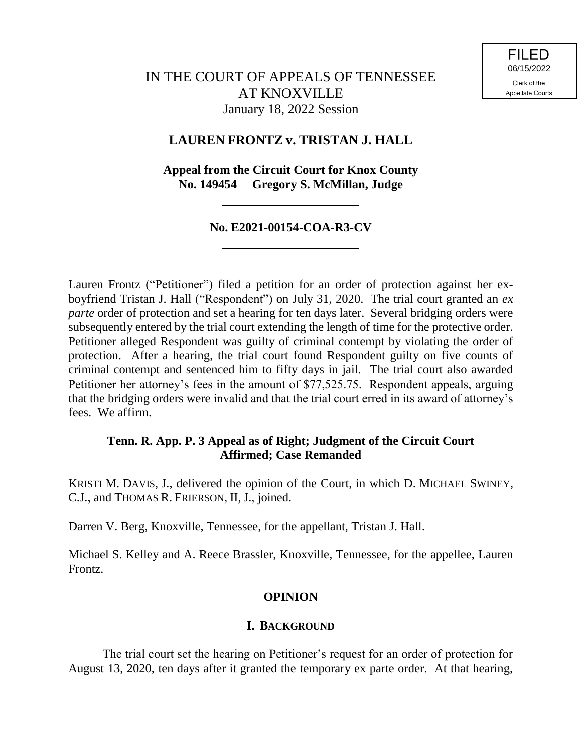FILED
06/15/2022
Clerk of the
Appellate Courts

# IN THE COURT OF APPEALS OF TENNESSEE AT KNOXVILLE

January 18, 2022 Session

## LAUREN FRONTZ v. TRISTAN J. HALL

**Appeal from the Circuit Court for Knox County**
**No. 149454 Gregory S. McMillan, Judge**

---

**No. E2021-00154-COA-R3-CV**

---

Lauren Frontz ("Petitioner") filed a petition for an order of protection against her ex-boyfriend Tristan J. Hall ("Respondent") on July 31, 2020. The trial court granted an *ex parte* order of protection and set a hearing for ten days later. Several bridging orders were subsequently entered by the trial court extending the length of time for the protective order. Petitioner alleged Respondent was guilty of criminal contempt by violating the order of protection. After a hearing, the trial court found Respondent guilty on five counts of criminal contempt and sentenced him to fifty days in jail. The trial court also awarded Petitioner her attorney's fees in the amount of $77,525.75. Respondent appeals, arguing that the bridging orders were invalid and that the trial court erred in its award of attorney's fees. We affirm.

**Tenn. R. App. P. 3 Appeal as of Right; Judgment of the Circuit Court Affirmed; Case Remanded**

KRISTI M. DAVIS, J., delivered the opinion of the Court, in which D. MICHAEL SWINEY, C.J., and THOMAS R. FRIERSON, II, J., joined.

Darren V. Berg, Knoxville, Tennessee, for the appellant, Tristan J. Hall.

Michael S. Kelley and A. Reece Brassler, Knoxville, Tennessee, for the appellee, Lauren Frontz.

## OPINION

### I. BACKGROUND

The trial court set the hearing on Petitioner's request for an order of protection for August 13, 2020, ten days after it granted the temporary ex parte order. At that hearing,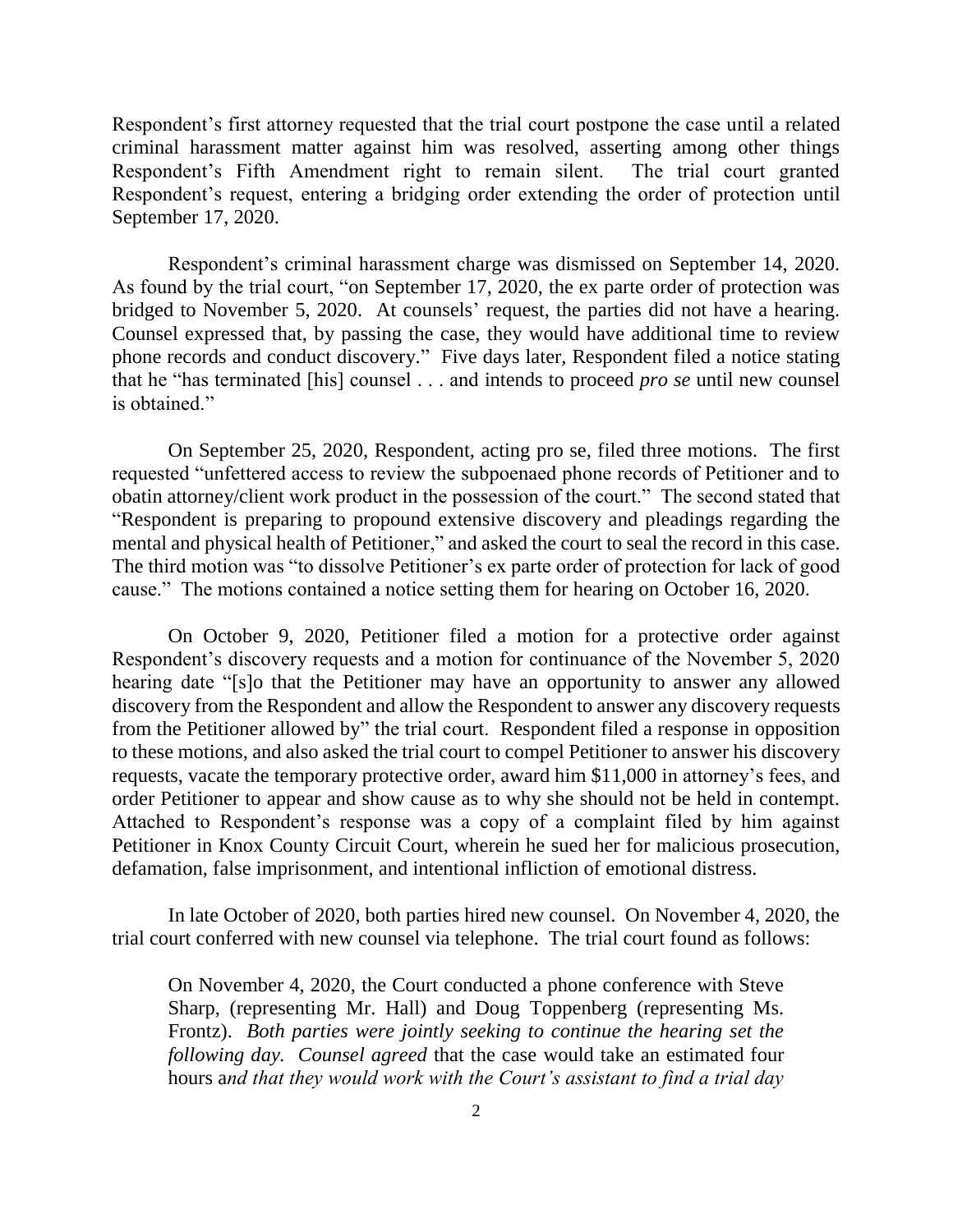Respondent's first attorney requested that the trial court postpone the case until a related criminal harassment matter against him was resolved, asserting among other things Respondent's Fifth Amendment right to remain silent. The trial court granted Respondent's request, entering a bridging order extending the order of protection until September 17, 2020.

Respondent's criminal harassment charge was dismissed on September 14, 2020. As found by the trial court, "on September 17, 2020, the ex parte order of protection was bridged to November 5, 2020. At counsels' request, the parties did not have a hearing. Counsel expressed that, by passing the case, they would have additional time to review phone records and conduct discovery." Five days later, Respondent filed a notice stating that he "has terminated [his] counsel . . . and intends to proceed *pro se* until new counsel is obtained."

On September 25, 2020, Respondent, acting pro se, filed three motions. The first requested "unfettered access to review the subpoenaed phone records of Petitioner and to obatin attorney/client work product in the possession of the court." The second stated that "Respondent is preparing to propound extensive discovery and pleadings regarding the mental and physical health of Petitioner," and asked the court to seal the record in this case. The third motion was "to dissolve Petitioner's ex parte order of protection for lack of good cause." The motions contained a notice setting them for hearing on October 16, 2020.

On October 9, 2020, Petitioner filed a motion for a protective order against Respondent's discovery requests and a motion for continuance of the November 5, 2020 hearing date "[s]o that the Petitioner may have an opportunity to answer any allowed discovery from the Respondent and allow the Respondent to answer any discovery requests from the Petitioner allowed by" the trial court. Respondent filed a response in opposition to these motions, and also asked the trial court to compel Petitioner to answer his discovery requests, vacate the temporary protective order, award him $11,000 in attorney's fees, and order Petitioner to appear and show cause as to why she should not be held in contempt. Attached to Respondent's response was a copy of a complaint filed by him against Petitioner in Knox County Circuit Court, wherein he sued her for malicious prosecution, defamation, false imprisonment, and intentional infliction of emotional distress.

In late October of 2020, both parties hired new counsel. On November 4, 2020, the trial court conferred with new counsel via telephone. The trial court found as follows:

> On November 4, 2020, the Court conducted a phone conference with Steve Sharp, (representing Mr. Hall) and Doug Toppenberg (representing Ms. Frontz). *Both parties were jointly seeking to continue the hearing set the following day. Counsel agreed* that the case would take an estimated four hours a*nd that they would work with the Court's assistant to find a trial day*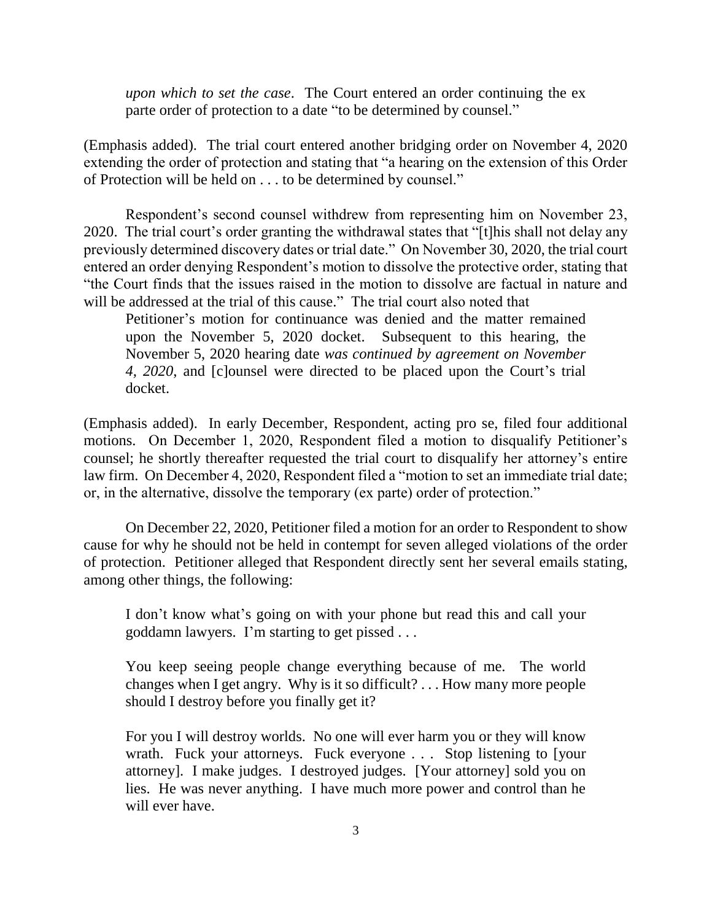*upon which to set the case*. The Court entered an order continuing the ex parte order of protection to a date "to be determined by counsel."

(Emphasis added). The trial court entered another bridging order on November 4, 2020 extending the order of protection and stating that "a hearing on the extension of this Order of Protection will be held on . . . to be determined by counsel."

Respondent's second counsel withdrew from representing him on November 23, 2020. The trial court's order granting the withdrawal states that "[t]his shall not delay any previously determined discovery dates or trial date." On November 30, 2020, the trial court entered an order denying Respondent's motion to dissolve the protective order, stating that "the Court finds that the issues raised in the motion to dissolve are factual in nature and will be addressed at the trial of this cause." The trial court also noted that

> Petitioner's motion for continuance was denied and the matter remained upon the November 5, 2020 docket. Subsequent to this hearing, the November 5, 2020 hearing date *was continued by agreement on November 4, 2020*, and [c]ounsel were directed to be placed upon the Court's trial docket.

(Emphasis added). In early December, Respondent, acting pro se, filed four additional motions. On December 1, 2020, Respondent filed a motion to disqualify Petitioner's counsel; he shortly thereafter requested the trial court to disqualify her attorney's entire law firm. On December 4, 2020, Respondent filed a "motion to set an immediate trial date; or, in the alternative, dissolve the temporary (ex parte) order of protection."

On December 22, 2020, Petitioner filed a motion for an order to Respondent to show cause for why he should not be held in contempt for seven alleged violations of the order of protection. Petitioner alleged that Respondent directly sent her several emails stating, among other things, the following:

> I don't know what's going on with your phone but read this and call your goddamn lawyers. I'm starting to get pissed . . .
>
> You keep seeing people change everything because of me. The world changes when I get angry. Why is it so difficult? . . . How many more people should I destroy before you finally get it?
>
> For you I will destroy worlds. No one will ever harm you or they will know wrath. Fuck your attorneys. Fuck everyone . . . Stop listening to [your attorney]. I make judges. I destroyed judges. [Your attorney] sold you on lies. He was never anything. I have much more power and control than he will ever have.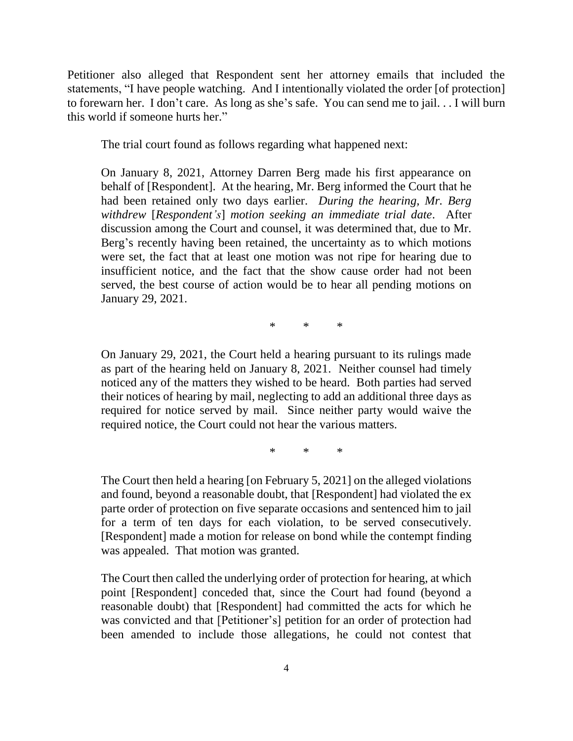Petitioner also alleged that Respondent sent her attorney emails that included the statements, "I have people watching. And I intentionally violated the order [of protection] to forewarn her. I don't care. As long as she's safe. You can send me to jail. . . I will burn this world if someone hurts her."

The trial court found as follows regarding what happened next:

> On January 8, 2021, Attorney Darren Berg made his first appearance on behalf of [Respondent]. At the hearing, Mr. Berg informed the Court that he had been retained only two days earlier. *During the hearing, Mr. Berg withdrew* [*Respondent's*] *motion seeking an immediate trial date*. After discussion among the Court and counsel, it was determined that, due to Mr. Berg's recently having been retained, the uncertainty as to which motions were set, the fact that at least one motion was not ripe for hearing due to insufficient notice, and the fact that the show cause order had not been served, the best course of action would be to hear all pending motions on January 29, 2021.
>
> \* \* \*
>
> On January 29, 2021, the Court held a hearing pursuant to its rulings made as part of the hearing held on January 8, 2021. Neither counsel had timely noticed any of the matters they wished to be heard. Both parties had served their notices of hearing by mail, neglecting to add an additional three days as required for notice served by mail. Since neither party would waive the required notice, the Court could not hear the various matters.
>
> \* \* \*
>
> The Court then held a hearing [on February 5, 2021] on the alleged violations and found, beyond a reasonable doubt, that [Respondent] had violated the ex parte order of protection on five separate occasions and sentenced him to jail for a term of ten days for each violation, to be served consecutively. [Respondent] made a motion for release on bond while the contempt finding was appealed. That motion was granted.
>
> The Court then called the underlying order of protection for hearing, at which point [Respondent] conceded that, since the Court had found (beyond a reasonable doubt) that [Respondent] had committed the acts for which he was convicted and that [Petitioner's] petition for an order of protection had been amended to include those allegations, he could not contest that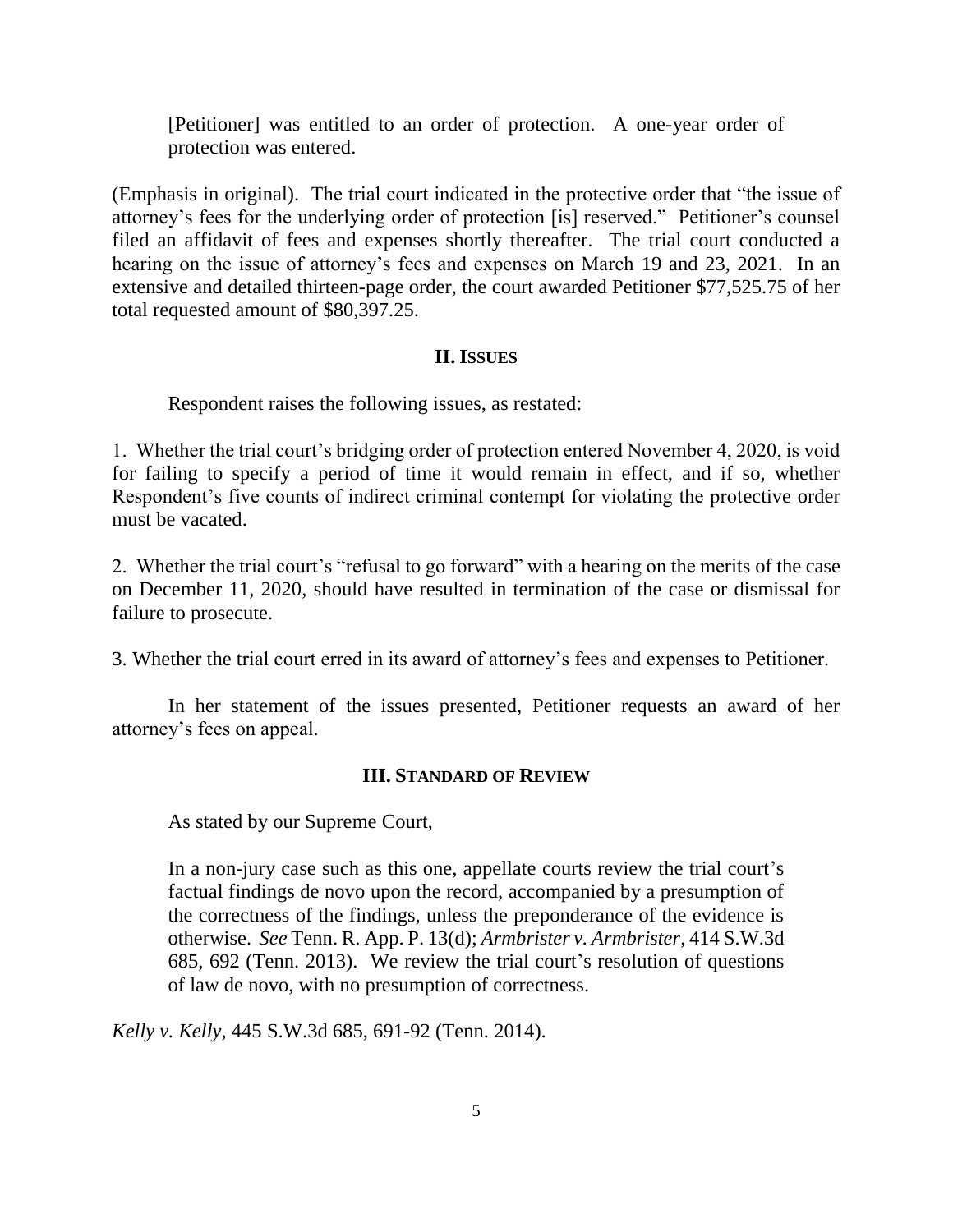> [Petitioner] was entitled to an order of protection. A one-year order of protection was entered.

(Emphasis in original). The trial court indicated in the protective order that "the issue of attorney's fees for the underlying order of protection [is] reserved." Petitioner's counsel filed an affidavit of fees and expenses shortly thereafter. The trial court conducted a hearing on the issue of attorney's fees and expenses on March 19 and 23, 2021. In an extensive and detailed thirteen-page order, the court awarded Petitioner $77,525.75 of her total requested amount of $80,397.25.

## II. ISSUES

Respondent raises the following issues, as restated:

1. Whether the trial court's bridging order of protection entered November 4, 2020, is void for failing to specify a period of time it would remain in effect, and if so, whether Respondent's five counts of indirect criminal contempt for violating the protective order must be vacated.

2. Whether the trial court's "refusal to go forward" with a hearing on the merits of the case on December 11, 2020, should have resulted in termination of the case or dismissal for failure to prosecute.

3. Whether the trial court erred in its award of attorney's fees and expenses to Petitioner.

In her statement of the issues presented, Petitioner requests an award of her attorney's fees on appeal.

## III. STANDARD OF REVIEW

As stated by our Supreme Court,

> In a non-jury case such as this one, appellate courts review the trial court's factual findings de novo upon the record, accompanied by a presumption of the correctness of the findings, unless the preponderance of the evidence is otherwise. *See* Tenn. R. App. P. 13(d); *Armbrister v. Armbrister*, 414 S.W.3d 685, 692 (Tenn. 2013). We review the trial court's resolution of questions of law de novo, with no presumption of correctness.

*Kelly v. Kelly*, 445 S.W.3d 685, 691-92 (Tenn. 2014).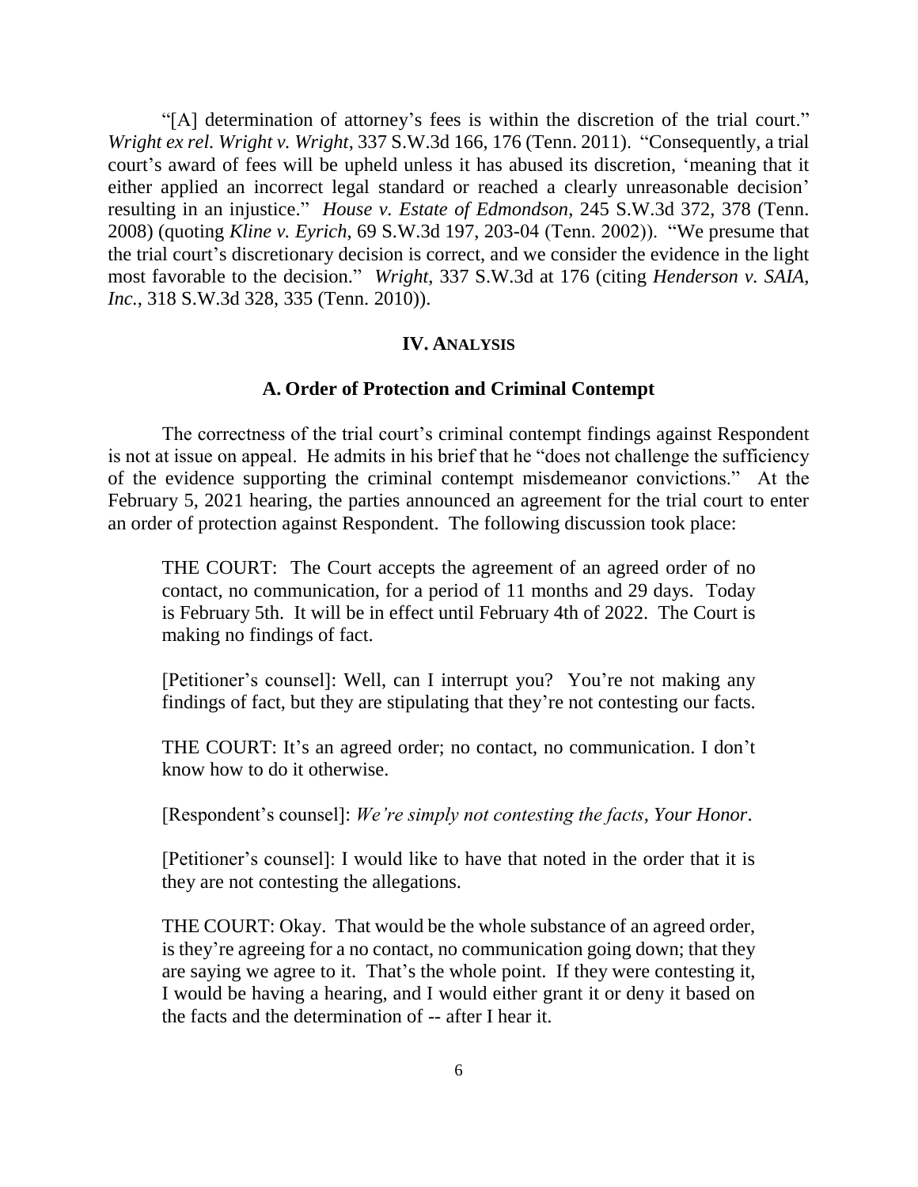"[A] determination of attorney's fees is within the discretion of the trial court." *Wright ex rel. Wright v. Wright*, 337 S.W.3d 166, 176 (Tenn. 2011). "Consequently, a trial court's award of fees will be upheld unless it has abused its discretion, 'meaning that it either applied an incorrect legal standard or reached a clearly unreasonable decision' resulting in an injustice." *House v. Estate of Edmondson*, 245 S.W.3d 372, 378 (Tenn. 2008) (quoting *Kline v. Eyrich*, 69 S.W.3d 197, 203-04 (Tenn. 2002)). "We presume that the trial court's discretionary decision is correct, and we consider the evidence in the light most favorable to the decision." *Wright*, 337 S.W.3d at 176 (citing *Henderson v. SAIA, Inc.*, 318 S.W.3d 328, 335 (Tenn. 2010)).

## IV. Analysis

### A. Order of Protection and Criminal Contempt

The correctness of the trial court's criminal contempt findings against Respondent is not at issue on appeal. He admits in his brief that he "does not challenge the sufficiency of the evidence supporting the criminal contempt misdemeanor convictions." At the February 5, 2021 hearing, the parties announced an agreement for the trial court to enter an order of protection against Respondent. The following discussion took place:

> THE COURT: The Court accepts the agreement of an agreed order of no contact, no communication, for a period of 11 months and 29 days. Today is February 5th. It will be in effect until February 4th of 2022. The Court is making no findings of fact.
>
> [Petitioner's counsel]: Well, can I interrupt you? You're not making any findings of fact, but they are stipulating that they're not contesting our facts.
>
> THE COURT: It's an agreed order; no contact, no communication. I don't know how to do it otherwise.
>
> [Respondent's counsel]: *We're simply not contesting the facts, Your Honor*.
>
> [Petitioner's counsel]: I would like to have that noted in the order that it is they are not contesting the allegations.
>
> THE COURT: Okay. That would be the whole substance of an agreed order, is they're agreeing for a no contact, no communication going down; that they are saying we agree to it. That's the whole point. If they were contesting it, I would be having a hearing, and I would either grant it or deny it based on the facts and the determination of -- after I hear it.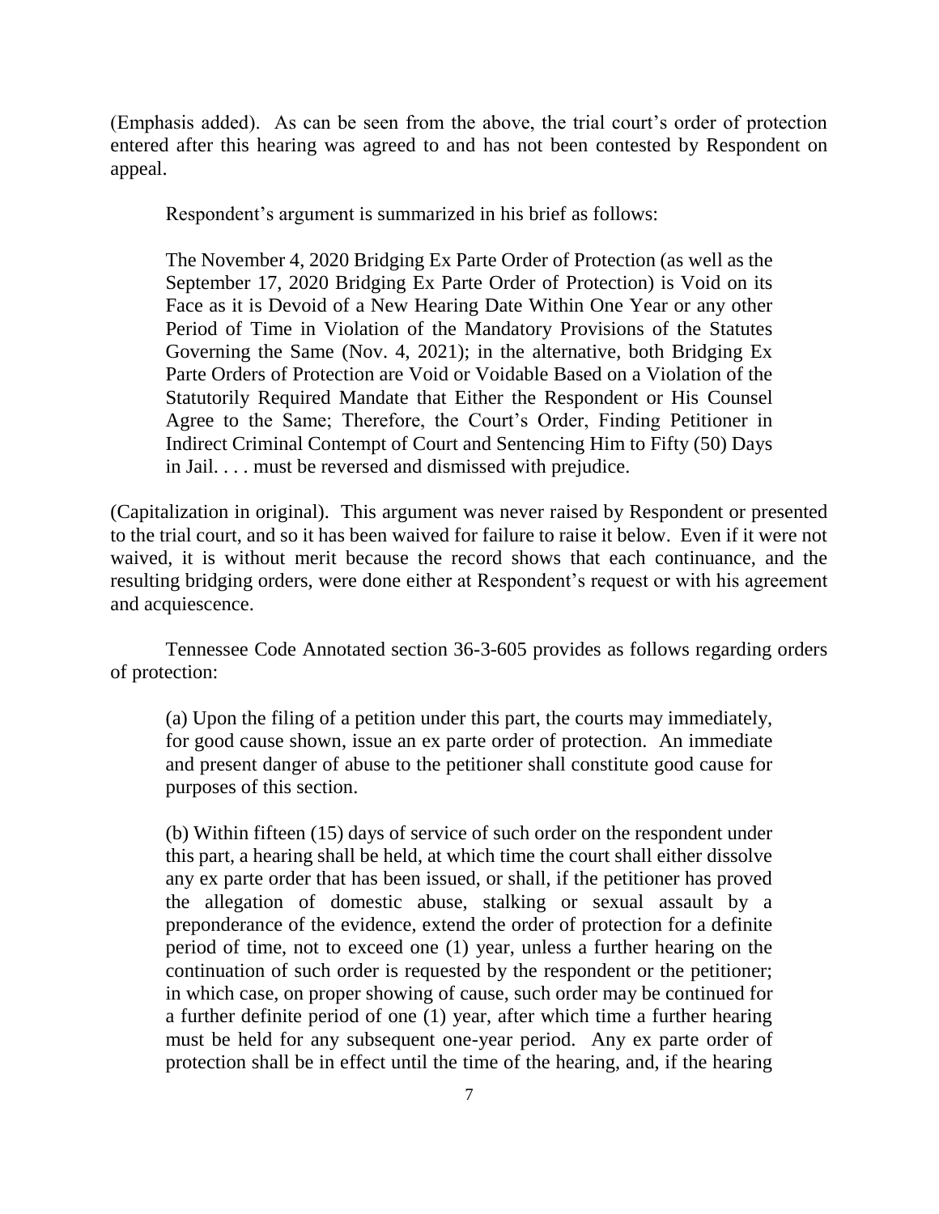(Emphasis added). As can be seen from the above, the trial court's order of protection entered after this hearing was agreed to and has not been contested by Respondent on appeal.

Respondent's argument is summarized in his brief as follows:

> The November 4, 2020 Bridging Ex Parte Order of Protection (as well as the September 17, 2020 Bridging Ex Parte Order of Protection) is Void on its Face as it is Devoid of a New Hearing Date Within One Year or any other Period of Time in Violation of the Mandatory Provisions of the Statutes Governing the Same (Nov. 4, 2021); in the alternative, both Bridging Ex Parte Orders of Protection are Void or Voidable Based on a Violation of the Statutorily Required Mandate that Either the Respondent or His Counsel Agree to the Same; Therefore, the Court's Order, Finding Petitioner in Indirect Criminal Contempt of Court and Sentencing Him to Fifty (50) Days in Jail. . . . must be reversed and dismissed with prejudice.

(Capitalization in original). This argument was never raised by Respondent or presented to the trial court, and so it has been waived for failure to raise it below. Even if it were not waived, it is without merit because the record shows that each continuance, and the resulting bridging orders, were done either at Respondent's request or with his agreement and acquiescence.

Tennessee Code Annotated section 36-3-605 provides as follows regarding orders of protection:

> (a) Upon the filing of a petition under this part, the courts may immediately, for good cause shown, issue an ex parte order of protection. An immediate and present danger of abuse to the petitioner shall constitute good cause for purposes of this section.
>
> (b) Within fifteen (15) days of service of such order on the respondent under this part, a hearing shall be held, at which time the court shall either dissolve any ex parte order that has been issued, or shall, if the petitioner has proved the allegation of domestic abuse, stalking or sexual assault by a preponderance of the evidence, extend the order of protection for a definite period of time, not to exceed one (1) year, unless a further hearing on the continuation of such order is requested by the respondent or the petitioner; in which case, on proper showing of cause, such order may be continued for a further definite period of one (1) year, after which time a further hearing must be held for any subsequent one-year period. Any ex parte order of protection shall be in effect until the time of the hearing, and, if the hearing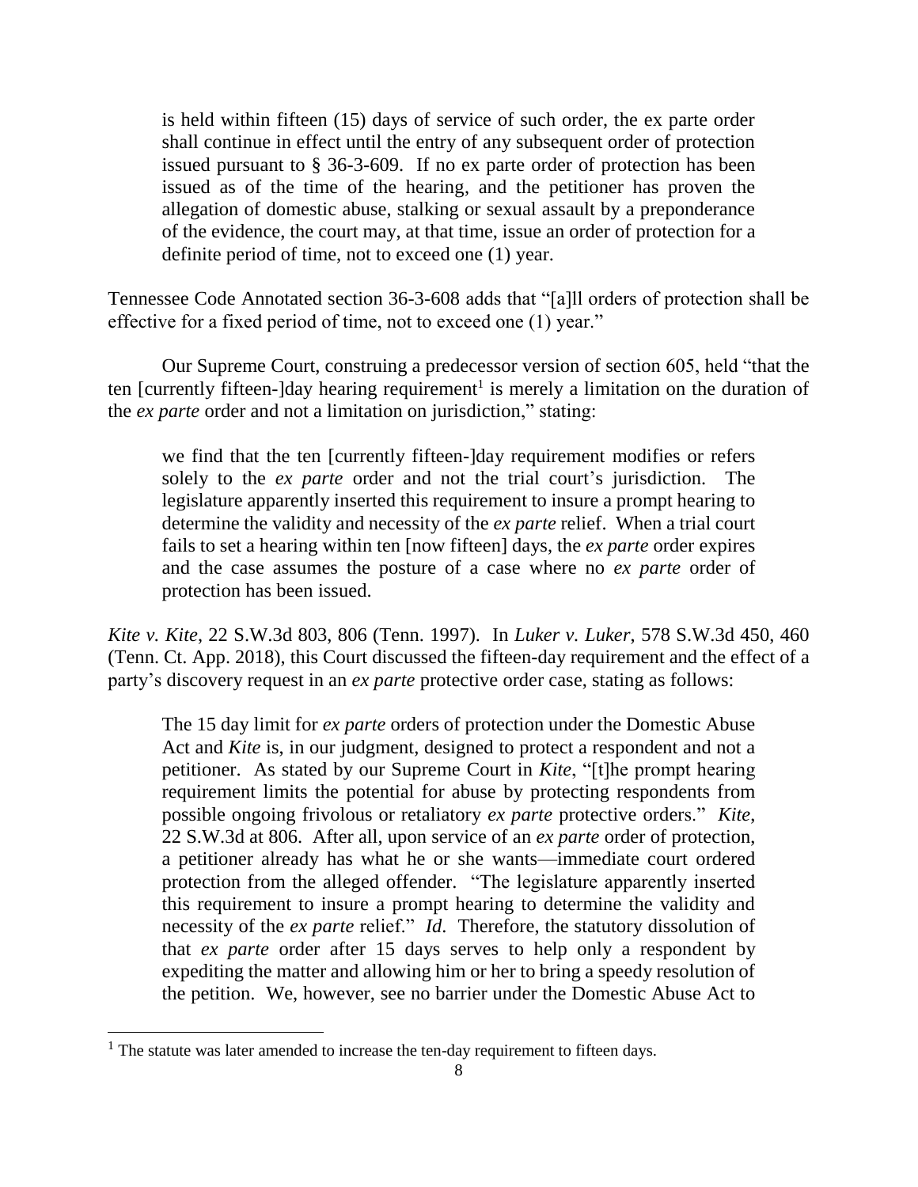is held within fifteen (15) days of service of such order, the ex parte order shall continue in effect until the entry of any subsequent order of protection issued pursuant to § 36-3-609. If no ex parte order of protection has been issued as of the time of the hearing, and the petitioner has proven the allegation of domestic abuse, stalking or sexual assault by a preponderance of the evidence, the court may, at that time, issue an order of protection for a definite period of time, not to exceed one (1) year.

Tennessee Code Annotated section 36-3-608 adds that "[a]ll orders of protection shall be effective for a fixed period of time, not to exceed one (1) year."

Our Supreme Court, construing a predecessor version of section 605, held "that the ten [currently fifteen-]day hearing requirement[1] is merely a limitation on the duration of the *ex parte* order and not a limitation on jurisdiction," stating:

> we find that the ten [currently fifteen-]day requirement modifies or refers solely to the *ex parte* order and not the trial court's jurisdiction. The legislature apparently inserted this requirement to insure a prompt hearing to determine the validity and necessity of the *ex parte* relief. When a trial court fails to set a hearing within ten [now fifteen] days, the *ex parte* order expires and the case assumes the posture of a case where no *ex parte* order of protection has been issued.

*Kite v. Kite*, 22 S.W.3d 803, 806 (Tenn. 1997). In *Luker v. Luker*, 578 S.W.3d 450, 460 (Tenn. Ct. App. 2018), this Court discussed the fifteen-day requirement and the effect of a party's discovery request in an *ex parte* protective order case, stating as follows:

> The 15 day limit for *ex parte* orders of protection under the Domestic Abuse Act and *Kite* is, in our judgment, designed to protect a respondent and not a petitioner. As stated by our Supreme Court in *Kite*, "[t]he prompt hearing requirement limits the potential for abuse by protecting respondents from possible ongoing frivolous or retaliatory *ex parte* protective orders." *Kite*, 22 S.W.3d at 806. After all, upon service of an *ex parte* order of protection, a petitioner already has what he or she wants—immediate court ordered protection from the alleged offender. "The legislature apparently inserted this requirement to insure a prompt hearing to determine the validity and necessity of the *ex parte* relief." *Id*. Therefore, the statutory dissolution of that *ex parte* order after 15 days serves to help only a respondent by expediting the matter and allowing him or her to bring a speedy resolution of the petition. We, however, see no barrier under the Domestic Abuse Act to

[1] The statute was later amended to increase the ten-day requirement to fifteen days.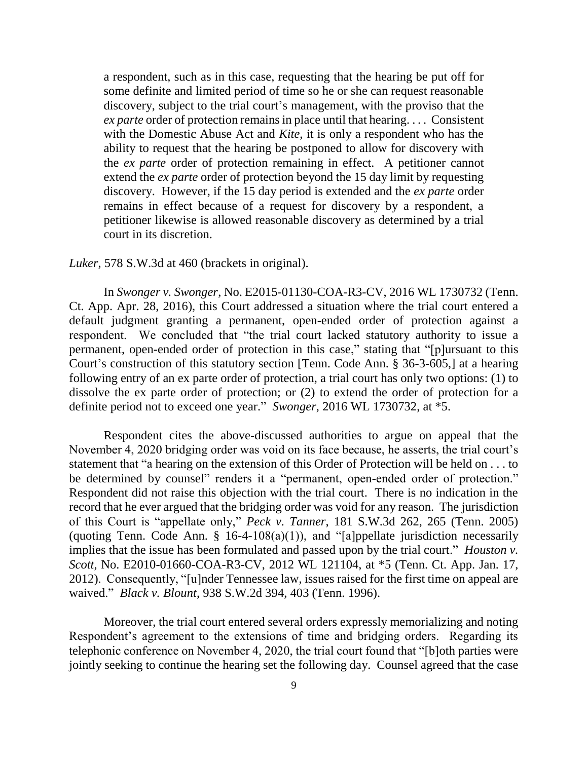a respondent, such as in this case, requesting that the hearing be put off for some definite and limited period of time so he or she can request reasonable discovery, subject to the trial court's management, with the proviso that the *ex parte* order of protection remains in place until that hearing. . . . Consistent with the Domestic Abuse Act and *Kite*, it is only a respondent who has the ability to request that the hearing be postponed to allow for discovery with the *ex parte* order of protection remaining in effect. A petitioner cannot extend the *ex parte* order of protection beyond the 15 day limit by requesting discovery. However, if the 15 day period is extended and the *ex parte* order remains in effect because of a request for discovery by a respondent, a petitioner likewise is allowed reasonable discovery as determined by a trial court in its discretion.

*Luker*, 578 S.W.3d at 460 (brackets in original).

In *Swonger v. Swonger*, No. E2015-01130-COA-R3-CV, 2016 WL 1730732 (Tenn. Ct. App. Apr. 28, 2016), this Court addressed a situation where the trial court entered a default judgment granting a permanent, open-ended order of protection against a respondent. We concluded that "the trial court lacked statutory authority to issue a permanent, open-ended order of protection in this case," stating that "[p]ursuant to this Court's construction of this statutory section [Tenn. Code Ann. § 36-3-605,] at a hearing following entry of an ex parte order of protection, a trial court has only two options: (1) to dissolve the ex parte order of protection; or (2) to extend the order of protection for a definite period not to exceed one year." *Swonger*, 2016 WL 1730732, at *5.

Respondent cites the above-discussed authorities to argue on appeal that the November 4, 2020 bridging order was void on its face because, he asserts, the trial court's statement that "a hearing on the extension of this Order of Protection will be held on . . . to be determined by counsel" renders it a "permanent, open-ended order of protection." Respondent did not raise this objection with the trial court. There is no indication in the record that he ever argued that the bridging order was void for any reason. The jurisdiction of this Court is "appellate only," *Peck v. Tanner*, 181 S.W.3d 262, 265 (Tenn. 2005) (quoting Tenn. Code Ann. § 16-4-108(a)(1)), and "[a]ppellate jurisdiction necessarily implies that the issue has been formulated and passed upon by the trial court." *Houston v. Scott*, No. E2010-01660-COA-R3-CV, 2012 WL 121104, at *5 (Tenn. Ct. App. Jan. 17, 2012). Consequently, "[u]nder Tennessee law, issues raised for the first time on appeal are waived." *Black v. Blount*, 938 S.W.2d 394, 403 (Tenn. 1996).

Moreover, the trial court entered several orders expressly memorializing and noting Respondent's agreement to the extensions of time and bridging orders. Regarding its telephonic conference on November 4, 2020, the trial court found that "[b]oth parties were jointly seeking to continue the hearing set the following day. Counsel agreed that the case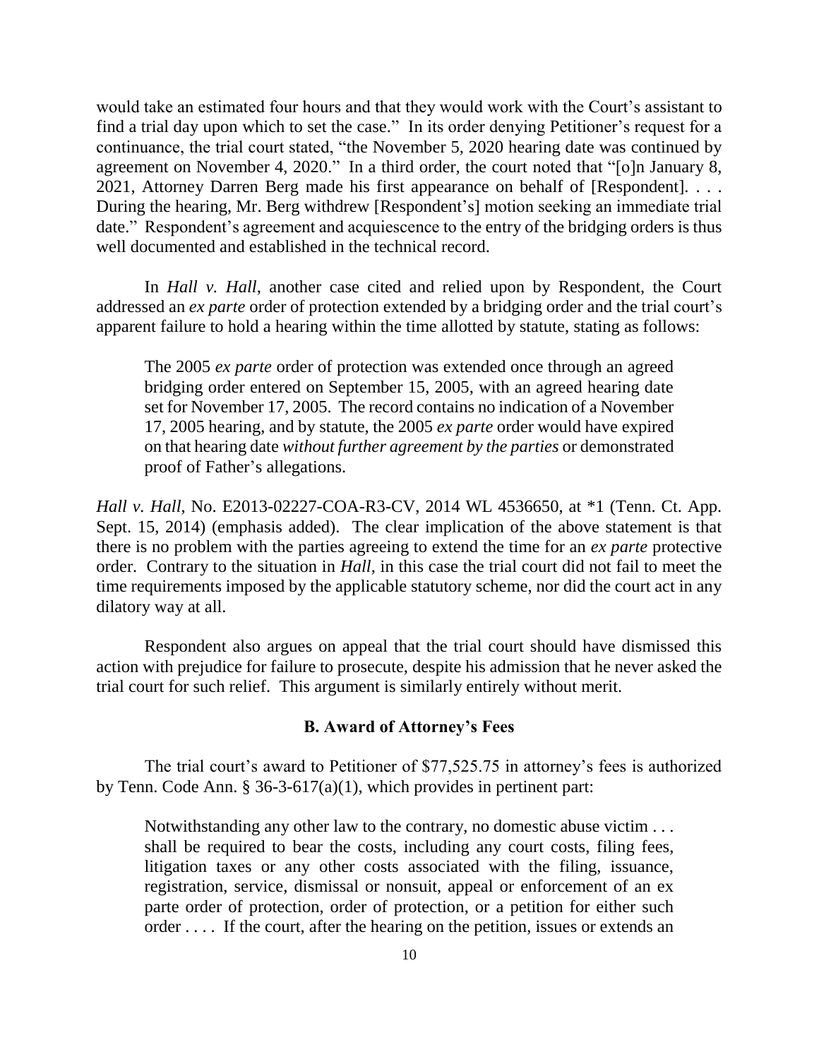would take an estimated four hours and that they would work with the Court's assistant to find a trial day upon which to set the case." In its order denying Petitioner's request for a continuance, the trial court stated, "the November 5, 2020 hearing date was continued by agreement on November 4, 2020." In a third order, the court noted that "[o]n January 8, 2021, Attorney Darren Berg made his first appearance on behalf of [Respondent]. . . . During the hearing, Mr. Berg withdrew [Respondent's] motion seeking an immediate trial date." Respondent's agreement and acquiescence to the entry of the bridging orders is thus well documented and established in the technical record.

In *Hall v. Hall*, another case cited and relied upon by Respondent, the Court addressed an *ex parte* order of protection extended by a bridging order and the trial court's apparent failure to hold a hearing within the time allotted by statute, stating as follows:

> The 2005 *ex parte* order of protection was extended once through an agreed bridging order entered on September 15, 2005, with an agreed hearing date set for November 17, 2005. The record contains no indication of a November 17, 2005 hearing, and by statute, the 2005 *ex parte* order would have expired on that hearing date *without further agreement by the parties* or demonstrated proof of Father's allegations.

*Hall v. Hall*, No. E2013-02227-COA-R3-CV, 2014 WL 4536650, at *1 (Tenn. Ct. App. Sept. 15, 2014) (emphasis added). The clear implication of the above statement is that there is no problem with the parties agreeing to extend the time for an *ex parte* protective order. Contrary to the situation in *Hall*, in this case the trial court did not fail to meet the time requirements imposed by the applicable statutory scheme, nor did the court act in any dilatory way at all.

Respondent also argues on appeal that the trial court should have dismissed this action with prejudice for failure to prosecute, despite his admission that he never asked the trial court for such relief. This argument is similarly entirely without merit.

### B. Award of Attorney's Fees

The trial court's award to Petitioner of $77,525.75 in attorney's fees is authorized by Tenn. Code Ann. § 36-3-617(a)(1), which provides in pertinent part:

> Notwithstanding any other law to the contrary, no domestic abuse victim . . . shall be required to bear the costs, including any court costs, filing fees, litigation taxes or any other costs associated with the filing, issuance, registration, service, dismissal or nonsuit, appeal or enforcement of an ex parte order of protection, order of protection, or a petition for either such order . . . . If the court, after the hearing on the petition, issues or extends an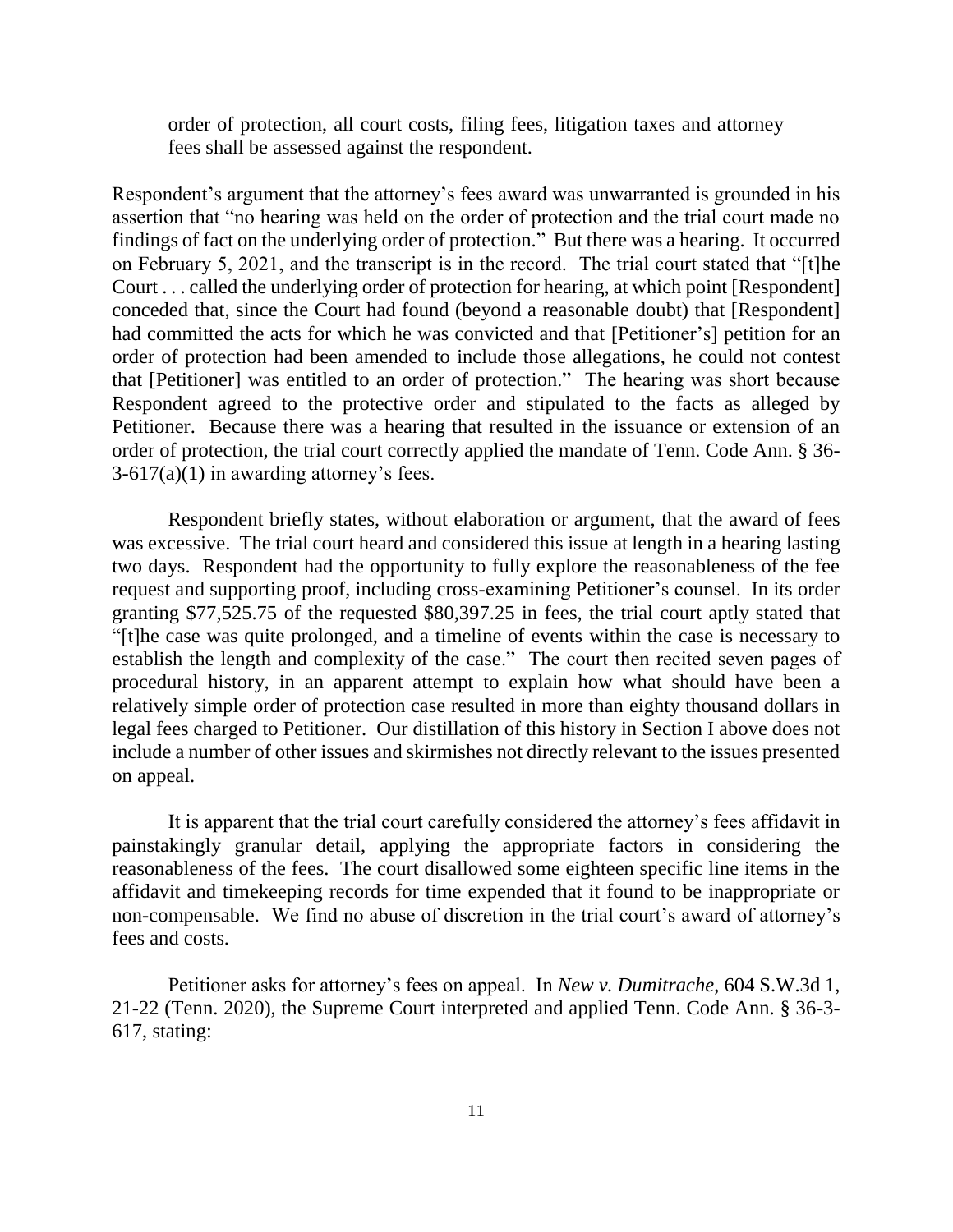order of protection, all court costs, filing fees, litigation taxes and attorney fees shall be assessed against the respondent.

Respondent's argument that the attorney's fees award was unwarranted is grounded in his assertion that "no hearing was held on the order of protection and the trial court made no findings of fact on the underlying order of protection." But there was a hearing. It occurred on February 5, 2021, and the transcript is in the record. The trial court stated that "[t]he Court . . . called the underlying order of protection for hearing, at which point [Respondent] conceded that, since the Court had found (beyond a reasonable doubt) that [Respondent] had committed the acts for which he was convicted and that [Petitioner's] petition for an order of protection had been amended to include those allegations, he could not contest that [Petitioner] was entitled to an order of protection." The hearing was short because Respondent agreed to the protective order and stipulated to the facts as alleged by Petitioner. Because there was a hearing that resulted in the issuance or extension of an order of protection, the trial court correctly applied the mandate of Tenn. Code Ann. § 36-3-617(a)(1) in awarding attorney's fees.

Respondent briefly states, without elaboration or argument, that the award of fees was excessive. The trial court heard and considered this issue at length in a hearing lasting two days. Respondent had the opportunity to fully explore the reasonableness of the fee request and supporting proof, including cross-examining Petitioner's counsel. In its order granting $77,525.75 of the requested $80,397.25 in fees, the trial court aptly stated that "[t]he case was quite prolonged, and a timeline of events within the case is necessary to establish the length and complexity of the case." The court then recited seven pages of procedural history, in an apparent attempt to explain how what should have been a relatively simple order of protection case resulted in more than eighty thousand dollars in legal fees charged to Petitioner. Our distillation of this history in Section I above does not include a number of other issues and skirmishes not directly relevant to the issues presented on appeal.

It is apparent that the trial court carefully considered the attorney's fees affidavit in painstakingly granular detail, applying the appropriate factors in considering the reasonableness of the fees. The court disallowed some eighteen specific line items in the affidavit and timekeeping records for time expended that it found to be inappropriate or non-compensable. We find no abuse of discretion in the trial court's award of attorney's fees and costs.

Petitioner asks for attorney's fees on appeal. In *New v. Dumitrache*, 604 S.W.3d 1, 21-22 (Tenn. 2020), the Supreme Court interpreted and applied Tenn. Code Ann. § 36-3-617, stating: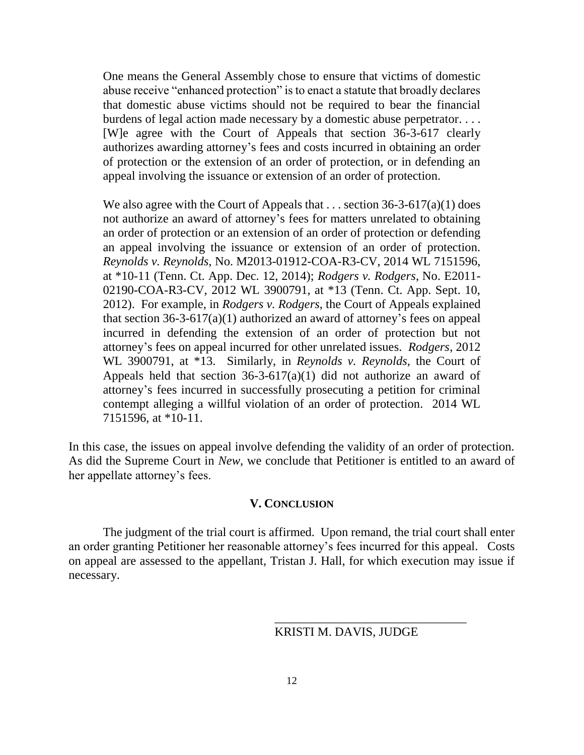> One means the General Assembly chose to ensure that victims of domestic abuse receive "enhanced protection" is to enact a statute that broadly declares that domestic abuse victims should not be required to bear the financial burdens of legal action made necessary by a domestic abuse perpetrator. . . . [W]e agree with the Court of Appeals that section 36-3-617 clearly authorizes awarding attorney's fees and costs incurred in obtaining an order of protection or the extension of an order of protection, or in defending an appeal involving the issuance or extension of an order of protection.
>
> We also agree with the Court of Appeals that . . . section 36-3-617(a)(1) does not authorize an award of attorney's fees for matters unrelated to obtaining an order of protection or an extension of an order of protection or defending an appeal involving the issuance or extension of an order of protection. *Reynolds v. Reynolds*, No. M2013-01912-COA-R3-CV, 2014 WL 7151596, at *10-11 (Tenn. Ct. App. Dec. 12, 2014); *Rodgers v. Rodgers*, No. E2011-02190-COA-R3-CV, 2012 WL 3900791, at *13 (Tenn. Ct. App. Sept. 10, 2012). For example, in *Rodgers v. Rodgers*, the Court of Appeals explained that section 36-3-617(a)(1) authorized an award of attorney's fees on appeal incurred in defending the extension of an order of protection but not attorney's fees on appeal incurred for other unrelated issues. *Rodgers*, 2012 WL 3900791, at *13. Similarly, in *Reynolds v. Reynolds*, the Court of Appeals held that section 36-3-617(a)(1) did not authorize an award of attorney's fees incurred in successfully prosecuting a petition for criminal contempt alleging a willful violation of an order of protection. 2014 WL 7151596, at *10-11.

In this case, the issues on appeal involve defending the validity of an order of protection. As did the Supreme Court in *New*, we conclude that Petitioner is entitled to an award of her appellate attorney's fees.

## V. CONCLUSION

The judgment of the trial court is affirmed. Upon remand, the trial court shall enter an order granting Petitioner her reasonable attorney's fees incurred for this appeal. Costs on appeal are assessed to the appellant, Tristan J. Hall, for which execution may issue if necessary.

_________________________________

KRISTI M. DAVIS, JUDGE